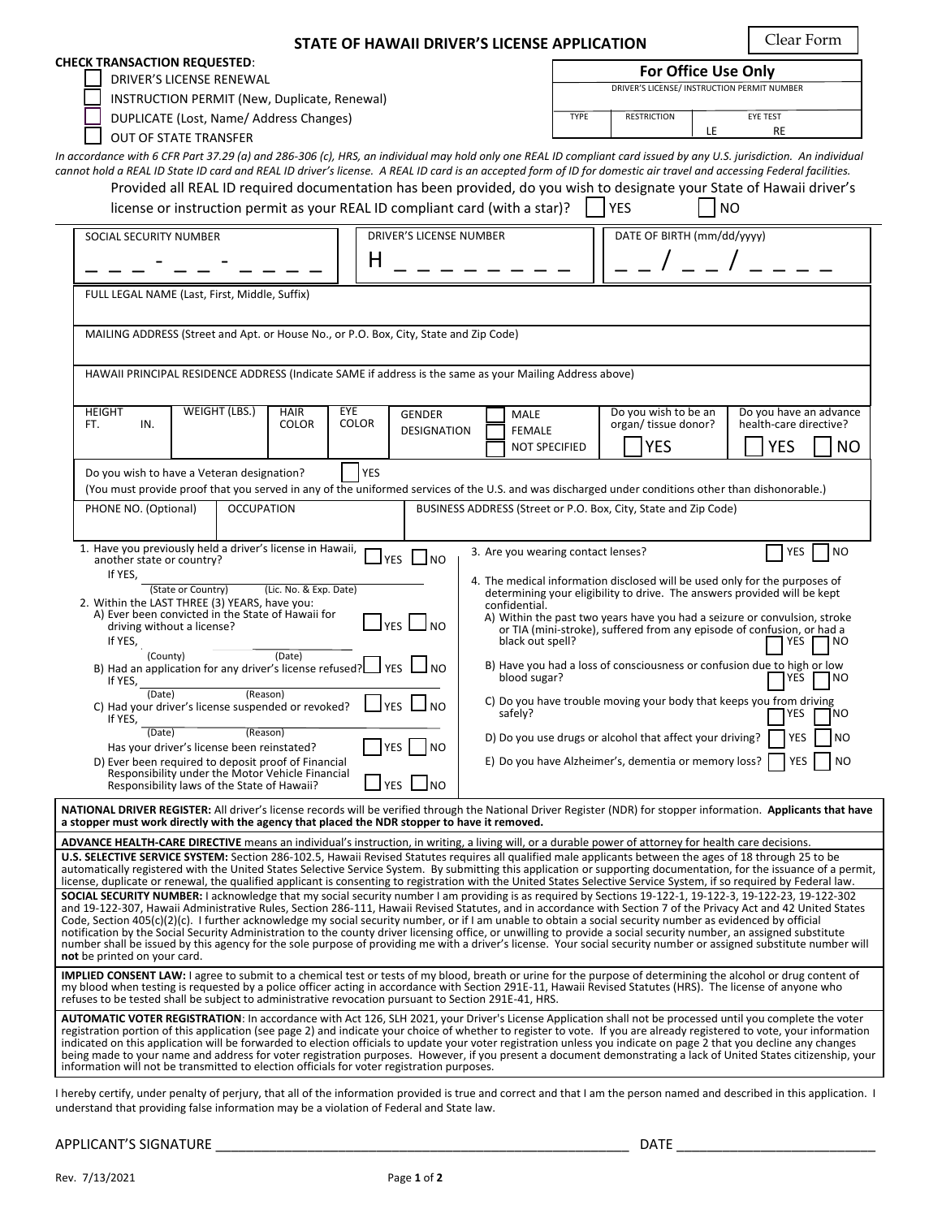# STATE OF HAWAII DRIVER'S LICENSE APPLICATION

Clear Form

**CHECK TRANSACTION REQUESTED:**

- ☐ DRIVER'S LICENSE RENEWAL
- ☐ INSTRUCTION PERMIT (New, Duplicate, Renewal)
- ☐ DUPLICATE (Lost, Name/ Address Changes)
- ☐ OUT OF STATE TRANSFER

| For Office Use Only | | |
|---|---|---|
| DRIVER'S LICENSE/ INSTRUCTION PERMIT NUMBER | | |
| TYPE | RESTRICTION | EYE TEST LE RE |

*In accordance with 6 CFR Part 37.29 (a) and 286-306 (c), HRS, an individual may hold only one REAL ID compliant card issued by any U.S. jurisdiction. An individual cannot hold a REAL ID State ID card and REAL ID driver's license. A REAL ID card is an accepted form of ID for domestic air travel and accessing Federal facilities.*

Provided all REAL ID required documentation has been provided, do you wish to designate your State of Hawaii driver's license or instruction permit as your REAL ID compliant card (with a star)? ☐ YES ☐ NO

| SOCIAL SECURITY NUMBER | DRIVER'S LICENSE NUMBER | DATE OF BIRTH (mm/dd/yyyy) |
|---|---|---|
| _ _ _ - _ _ - _ _ _ _ | H _ _ _ _ _ _ _ _ | _ _ / _ _ / _ _ _ _ |

FULL LEGAL NAME (Last, First, Middle, Suffix)

MAILING ADDRESS (Street and Apt. or House No., or P.O. Box, City, State and Zip Code)

HAWAII PRINCIPAL RESIDENCE ADDRESS (Indicate SAME if address is the same as your Mailing Address above)

| HEIGHT FT. IN. | WEIGHT (LBS.) | HAIR COLOR | EYE COLOR | GENDER DESIGNATION | ☐ MALE ☐ FEMALE ☐ NOT SPECIFIED | Do you wish to be an organ/ tissue donor? ☐ YES | Do you have an advance health-care directive? ☐ YES ☐ NO |
|---|---|---|---|---|---|---|---|

Do you wish to have a Veteran designation? ☐ YES
(You must provide proof that you served in any of the uniformed services of the U.S. and was discharged under conditions other than dishonorable.)

| PHONE NO. (Optional) | OCCUPATION | BUSINESS ADDRESS (Street or P.O. Box, City, State and Zip Code) |
|---|---|---|

1. Have you previously held a driver's license in Hawaii, another state or country? ☐ YES ☐ NO
   If YES, ________ (State or Country) ________ (Lic. No. & Exp. Date)
2. Within the LAST THREE (3) YEARS, have you:
   A) Ever been convicted in the State of Hawaii for driving without a license? ☐ YES ☐ NO
   If YES, ________ (County) ________ (Date)
   B) Had an application for any driver's license refused? ☐ YES ☐ NO
   If YES, ________ (Date) ________ (Reason)
   C) Had your driver's license suspended or revoked? ☐ YES ☐ NO
   If YES, ________ (Date) ________ (Reason)
   Has your driver's license been reinstated? ☐ YES ☐ NO
   D) Ever been required to deposit proof of Financial Responsibility under the Motor Vehicle Financial Responsibility laws of the State of Hawaii? ☐ YES ☐ NO
3. Are you wearing contact lenses? ☐ YES ☐ NO
4. The medical information disclosed will be used only for the purposes of determining your eligibility to drive. The answers provided will be kept confidential.
   A) Within the past two years have you had a seizure or convulsion, stroke or TIA (mini-stroke), suffered from any episode of confusion, or had a black out spell? ☐ YES ☐ NO
   B) Have you had a loss of consciousness or confusion due to high or low blood sugar? ☐ YES ☐ NO
   C) Do you have trouble moving your body that keeps you from driving safely? ☐ YES ☐ NO
   D) Do you use drugs or alcohol that affect your driving? ☐ YES ☐ NO
   E) Do you have Alzheimer's, dementia or memory loss? ☐ YES ☐ NO

**NATIONAL DRIVER REGISTER:** All driver's license records will be verified through the National Driver Register (NDR) for stopper information. **Applicants that have a stopper must work directly with the agency that placed the NDR stopper to have it removed.**

**ADVANCE HEALTH-CARE DIRECTIVE** means an individual's instruction, in writing, a living will, or a durable power of attorney for health care decisions.

**U.S. SELECTIVE SERVICE SYSTEM:** Section 286-102.5, Hawaii Revised Statutes requires all qualified male applicants between the ages of 18 through 25 to be automatically registered with the United States Selective Service System. By submitting this application or supporting documentation, for the issuance of a permit, license, duplicate or renewal, the qualified applicant is consenting to registration with the United States Selective Service System, if so required by Federal law.

**SOCIAL SECURITY NUMBER:** I acknowledge that my social security number I am providing is as required by Sections 19-122-1, 19-122-3, 19-122-23, 19-122-302 and 19-122-307, Hawaii Administrative Rules, Section 286-111, Hawaii Revised Statutes, and in accordance with Section 7 of the Privacy Act and 42 United States Code, Section 405(c)(2)(c). I further acknowledge my social security number, or if I am unable to obtain a social security number as evidenced by official notification by the Social Security Administration to the county driver licensing office, or unwilling to provide a social security number, an assigned substitute number shall be issued by this agency for the sole purpose of providing me with a driver's license. Your social security number or assigned substitute number will **not** be printed on your card.

**IMPLIED CONSENT LAW:** I agree to submit to a chemical test or tests of my blood, breath or urine for the purpose of determining the alcohol or drug content of my blood when testing is requested by a police officer acting in accordance with Section 291E-11, Hawaii Revised Statutes (HRS). The license of anyone who refuses to be tested shall be subject to administrative revocation pursuant to Section 291E-41, HRS.

**AUTOMATIC VOTER REGISTRATION**: In accordance with Act 126, SLH 2021, your Driver's License Application shall not be processed until you complete the voter registration portion of this application (see page 2) and indicate your choice of whether to register to vote. If you are already registered to vote, your information indicated on this application will be forwarded to election officials to update your voter registration unless you indicate on page 2 that you decline any changes being made to your name and address for voter registration purposes. However, if you present a document demonstrating a lack of United States citizenship, your information will not be transmitted to election officials for voter registration purposes.

I hereby certify, under penalty of perjury, that all of the information provided is true and correct and that I am the person named and described in this application. I understand that providing false information may be a violation of Federal and State law.

APPLICANT'S SIGNATURE ____________________________ DATE ______________

Rev. 7/13/2021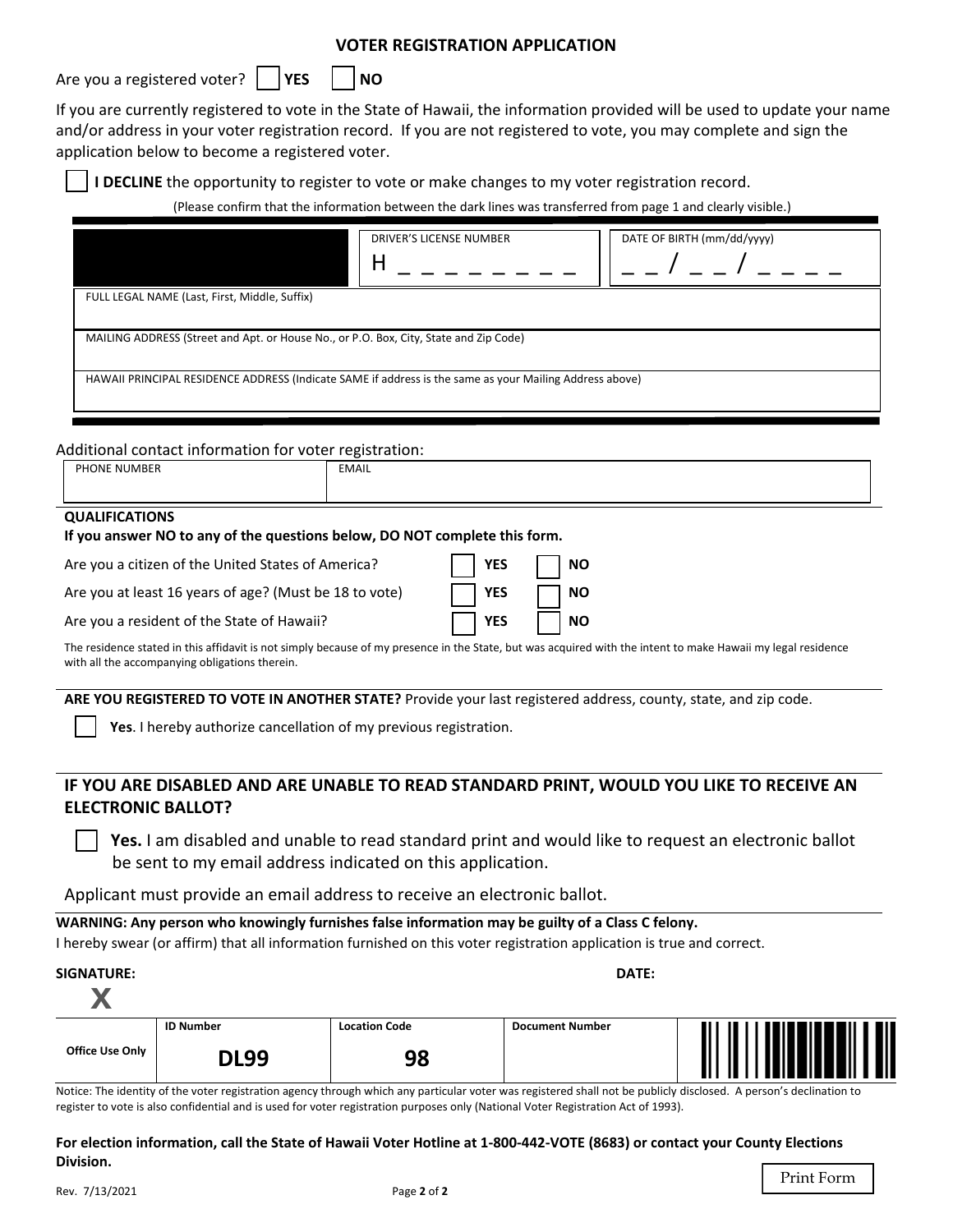## VOTER REGISTRATION APPLICATION

Are you a registered voter? ☐ **YES** ☐ **NO**

If you are currently registered to vote in the State of Hawaii, the information provided will be used to update your name and/or address in your voter registration record. If you are not registered to vote, you may complete and sign the application below to become a registered voter.

☐ **I DECLINE** the opportunity to register to vote or make changes to my voter registration record.

(Please confirm that the information between the dark lines was transferred from page 1 and clearly visible.)

| | DRIVER'S LICENSE NUMBER | DATE OF BIRTH (mm/dd/yyyy) |
|---|---|---|
| | H _ _ _ _ _ _ _ _ | _ _ / _ _ / _ _ _ _ |

FULL LEGAL NAME (Last, First, Middle, Suffix)

MAILING ADDRESS (Street and Apt. or House No., or P.O. Box, City, State and Zip Code)

HAWAII PRINCIPAL RESIDENCE ADDRESS (Indicate SAME if address is the same as your Mailing Address above)

Additional contact information for voter registration:

| PHONE NUMBER | EMAIL |
|---|---|
| | |

**QUALIFICATIONS**

**If you answer NO to any of the questions below, DO NOT complete this form.**

| | | |
|---|---|---|
| Are you a citizen of the United States of America? | ☐ **YES** | ☐ **NO** |
| Are you at least 16 years of age? (Must be 18 to vote) | ☐ **YES** | ☐ **NO** |
| Are you a resident of the State of Hawaii? | ☐ **YES** | ☐ **NO** |

The residence stated in this affidavit is not simply because of my presence in the State, but was acquired with the intent to make Hawaii my legal residence with all the accompanying obligations therein.

**ARE YOU REGISTERED TO VOTE IN ANOTHER STATE?** Provide your last registered address, county, state, and zip code.

☐ **Yes**. I hereby authorize cancellation of my previous registration.

### IF YOU ARE DISABLED AND ARE UNABLE TO READ STANDARD PRINT, WOULD YOU LIKE TO RECEIVE AN ELECTRONIC BALLOT?

☐ **Yes.** I am disabled and unable to read standard print and would like to request an electronic ballot be sent to my email address indicated on this application.

Applicant must provide an email address to receive an electronic ballot.

**WARNING: Any person who knowingly furnishes false information may be guilty of a Class C felony.**

I hereby swear (or affirm) that all information furnished on this voter registration application is true and correct.

**SIGNATURE:** **DATE:**

**X**

| | ID Number | Location Code | Document Number | |
|---|---|---|---|---|
| **Office Use Only** | **DL99** | **98** | | |

Notice: The identity of the voter registration agency through which any particular voter was registered shall not be publicly disclosed. A person's declination to register to vote is also confidential and is used for voter registration purposes only (National Voter Registration Act of 1993).

**For election information, call the State of Hawaii Voter Hotline at 1-800-442-VOTE (8683) or contact your County Elections Division.**

Rev. 7/13/2021

Print Form